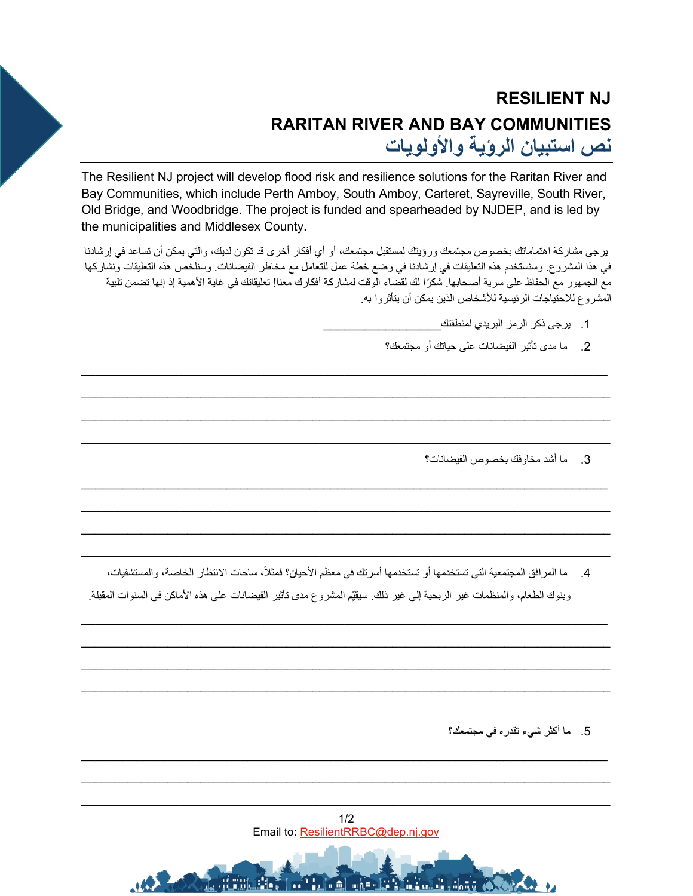# RESILIENT NJ

## RARITAN RIVER AND BAY COMMUNITIES

## نص استبيان الرؤية والأولويات

The Resilient NJ project will develop flood risk and resilience solutions for the Raritan River and Bay Communities, which include Perth Amboy, South Amboy, Carteret, Sayreville, South River, Old Bridge, and Woodbridge. The project is funded and spearheaded by NJDEP, and is led by the municipalities and Middlesex County.

يرجى مشاركة اهتماماتك بخصوص مجتمعك ورؤيتك لمستقبل مجتمعك، أو أي أفكار أخرى قد تكون لديك، والتي يمكن أن تساعد في إرشادنا في هذا المشروع. وسنستخدم هذه التعليقات في إرشادنا في وضع خطة عمل للتعامل مع مخاطر الفيضانات. وسنلخص هذه التعليقات ونشاركها مع الجمهور مع الحفاظ على سرية أصحابها. شكرًا لك لقضاء الوقت لمشاركة أفكارك معنا! تعليقاتك في غاية الأهمية إذ إنها تضمن تلبية المشروع للاحتياجات الرئيسية للأشخاص الذين يمكن أن يتأثروا به.

1. يرجى ذكر الرمز البريدي لمنطقتك__________________

2. ما مدى تأثير الفيضانات على حياتك أو مجتمعك؟

________________________________________________________________________________

________________________________________________________________________________

________________________________________________________________________________

________________________________________________________________________________

3. ما أشد مخاوفك بخصوص الفيضانات؟

________________________________________________________________________________

________________________________________________________________________________

________________________________________________________________________________

________________________________________________________________________________

4. ما المرافق المجتمعية التي تستخدمها أو تستخدمها أسرتك في معظم الأحيان؟ فمثلاً، ساحات الانتظار الخاصة، والمستشفيات، وبنوك الطعام، والمنظمات غير الربحية إلى غير ذلك. سيقيّم المشروع مدى تأثير الفيضانات على هذه الأماكن في السنوات المقبلة.

________________________________________________________________________________

________________________________________________________________________________

________________________________________________________________________________

________________________________________________________________________________

5. ما أكثر شيء تقدره في مجتمعك؟

________________________________________________________________________________

________________________________________________________________________________

________________________________________________________________________________

Email to: ResilientRRBC@dep.nj.gov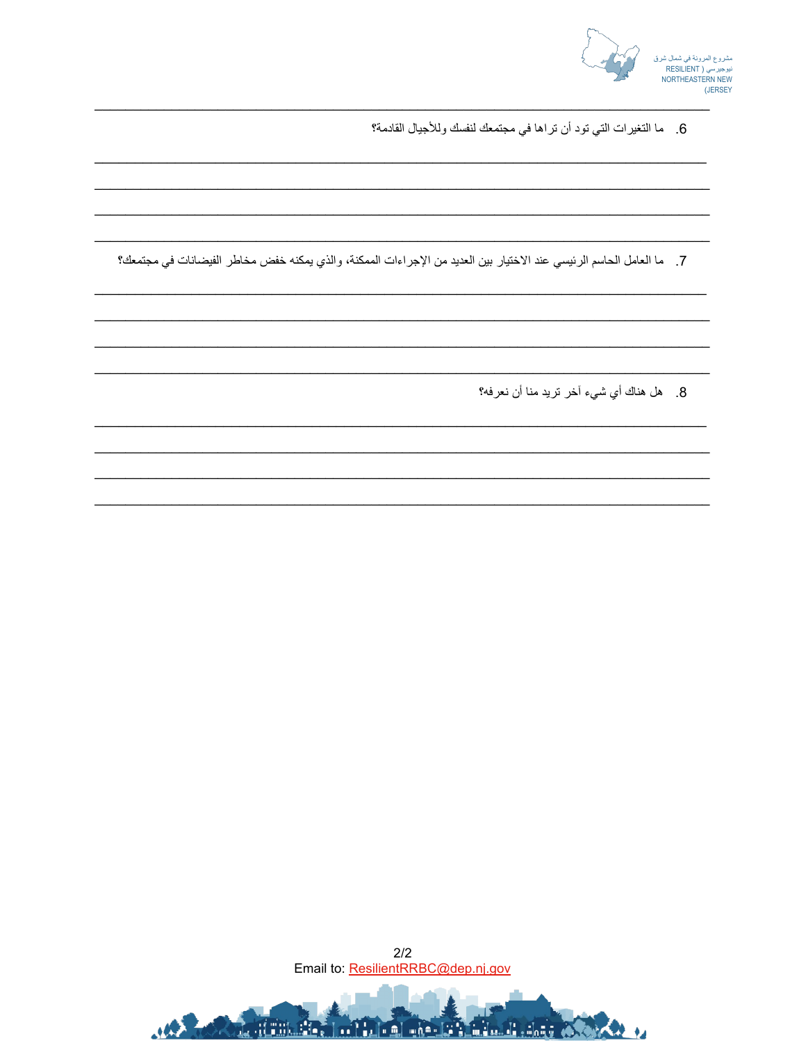6. ما التغيرات التي تود أن تراها في مجتمعك لنفسك وللأجيال القادمة؟

________________________________________________________________________________
________________________________________________________________________________
________________________________________________________________________________
________________________________________________________________________________

7. ما العامل الحاسم الرئيسي عند الاختيار بين العديد من الإجراءات الممكنة، والذي يمكنه خفض مخاطر الفيضانات في مجتمعك؟

________________________________________________________________________________
________________________________________________________________________________
________________________________________________________________________________
________________________________________________________________________________

8. هل هناك أي شيء آخر تريد منا أن نعرفه؟

________________________________________________________________________________
________________________________________________________________________________
________________________________________________________________________________
________________________________________________________________________________

Email to: ResilientRRBC@dep.nj.gov